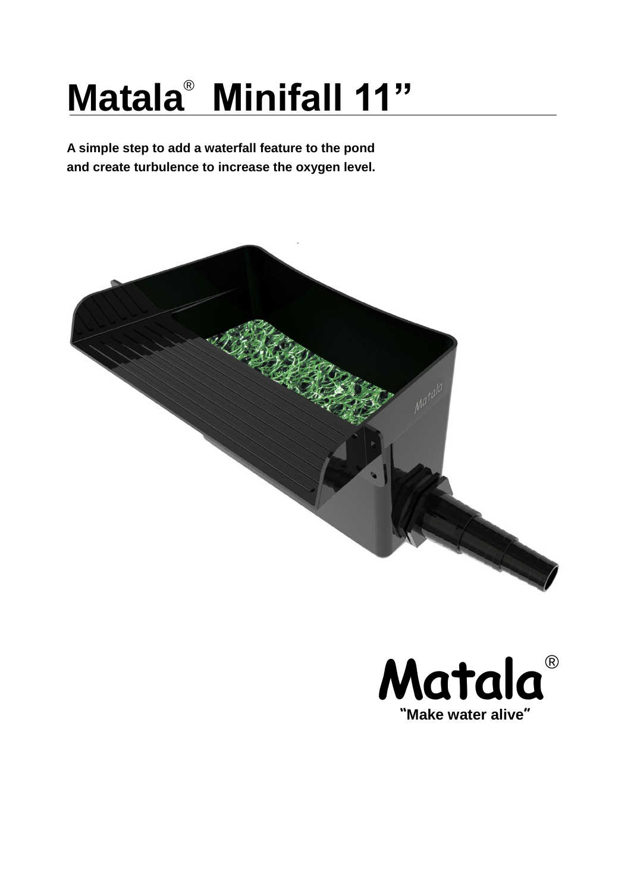# Matala® Minifall 11”

**A simple step to add a waterfall feature to the pond and create turbulence to increase the oxygen level.**

Matala®

**“Make water alive”**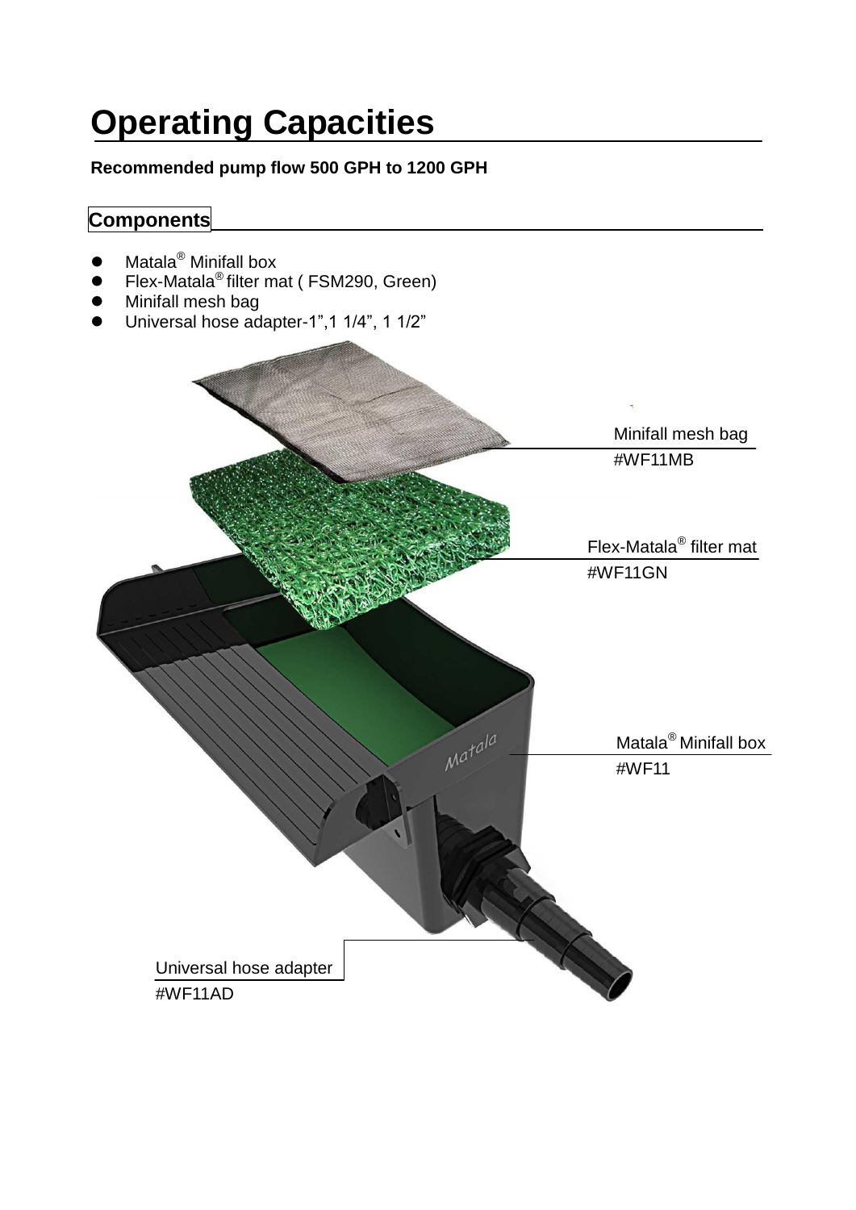# Operating Capacities

**Recommended pump flow 500 GPH to 1200 GPH**

## Components

- Matala® Minifall box
- Flex-Matala® filter mat ( FSM290, Green)
- Minifall mesh bag
- Universal hose adapter-1",1 1/4", 1 1/2"

Minifall mesh bag
#WF11MB

Flex-Matala® filter mat
#WF11GN

Matala® Minifall box
#WF11

Universal hose adapter
#WF11AD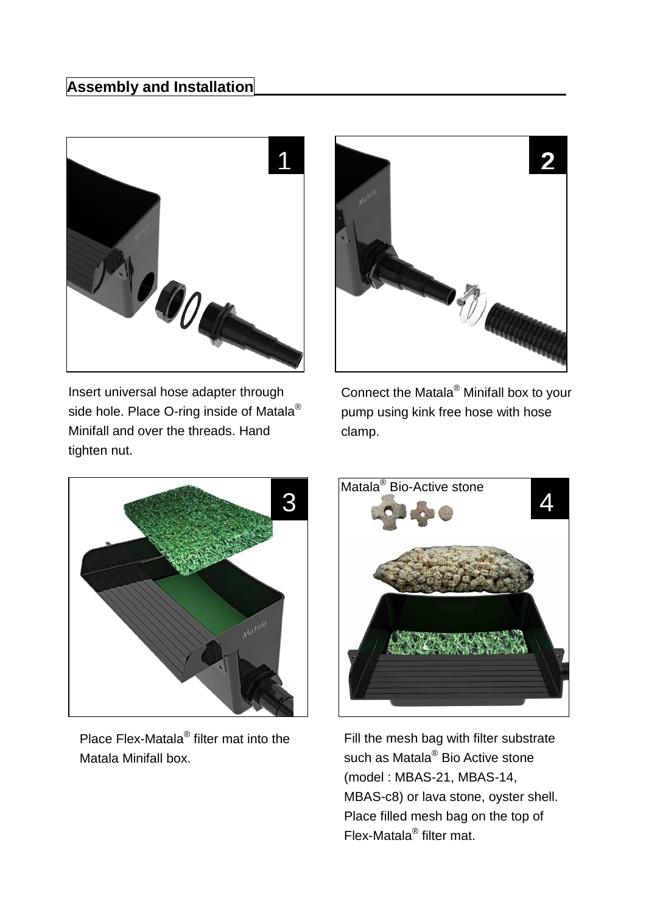## Assembly and Installation

**1**

Insert universal hose adapter through side hole. Place O-ring inside of Matala® Minifall and over the threads. Hand tighten nut.

**2**

Connect the Matala® Minifall box to your pump using kink free hose with hose clamp.

**3**

Place Flex-Matala® filter mat into the Matala Minifall box.

**4**

Matala® Bio-Active stone

Fill the mesh bag with filter substrate such as Matala® Bio Active stone (model : MBAS-21, MBAS-14, MBAS-c8) or lava stone, oyster shell. Place filled mesh bag on the top of Flex-Matala® filter mat.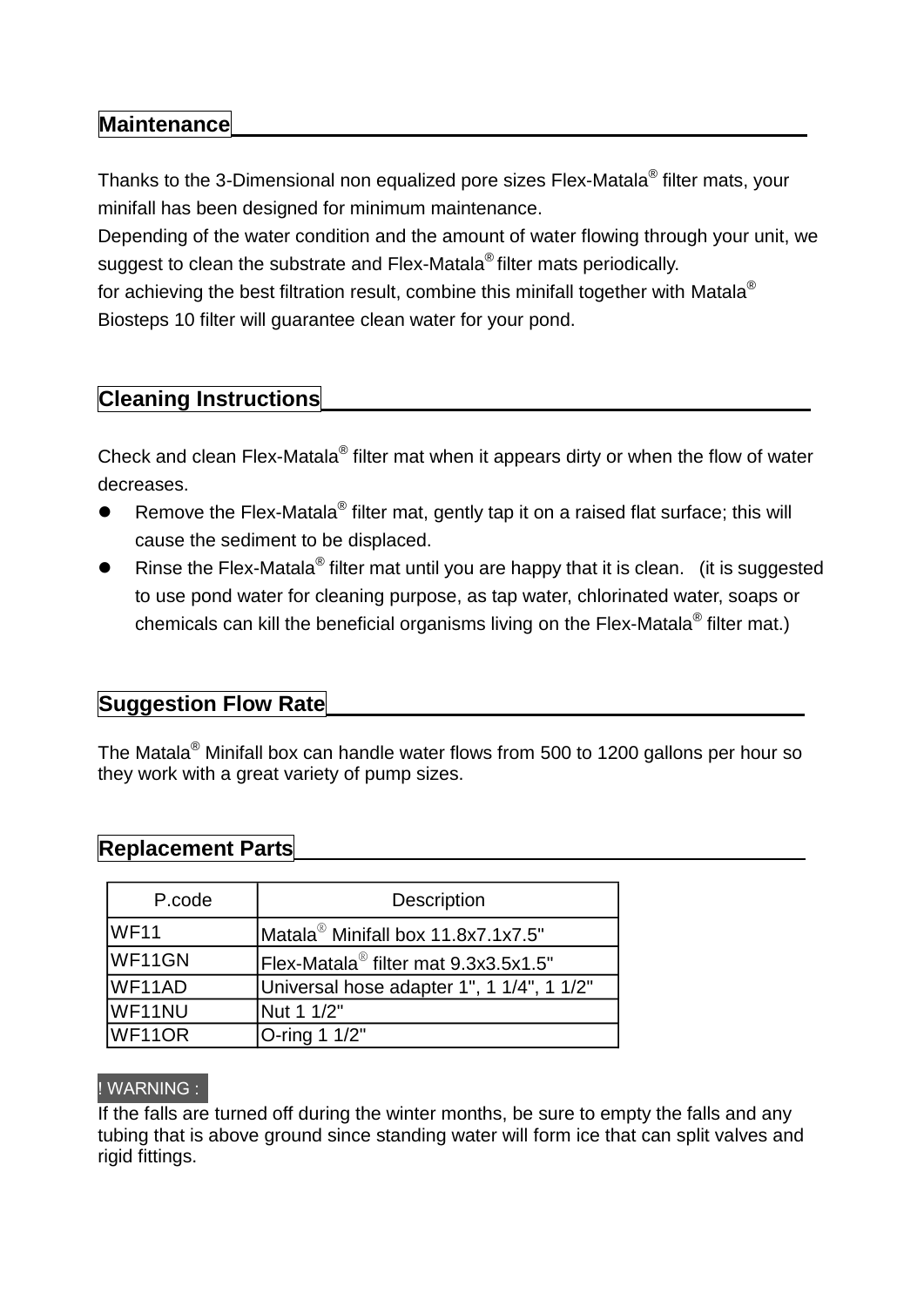## Maintenance

Thanks to the 3-Dimensional non equalized pore sizes Flex-Matala® filter mats, your minifall has been designed for minimum maintenance.
Depending of the water condition and the amount of water flowing through your unit, we suggest to clean the substrate and Flex-Matala® filter mats periodically.
for achieving the best filtration result, combine this minifall together with Matala® Biosteps 10 filter will guarantee clean water for your pond.

## Cleaning Instructions

Check and clean Flex-Matala® filter mat when it appears dirty or when the flow of water decreases.

- Remove the Flex-Matala® filter mat, gently tap it on a raised flat surface; this will cause the sediment to be displaced.
- Rinse the Flex-Matala® filter mat until you are happy that it is clean. (it is suggested to use pond water for cleaning purpose, as tap water, chlorinated water, soaps or chemicals can kill the beneficial organisms living on the Flex-Matala® filter mat.)

## Suggestion Flow Rate

The Matala® Minifall box can handle water flows from 500 to 1200 gallons per hour so they work with a great variety of pump sizes.

## Replacement Parts

| P.code | Description |
|---|---|
| WF11 | Matala® Minifall box 11.8x7.1x7.5" |
| WF11GN | Flex-Matala® filter mat 9.3x3.5x1.5" |
| WF11AD | Universal hose adapter 1", 1 1/4", 1 1/2" |
| WF11NU | Nut 1 1/2" |
| WF11OR | O-ring 1 1/2" |

**! WARNING :**

If the falls are turned off during the winter months, be sure to empty the falls and any tubing that is above ground since standing water will form ice that can split valves and rigid fittings.